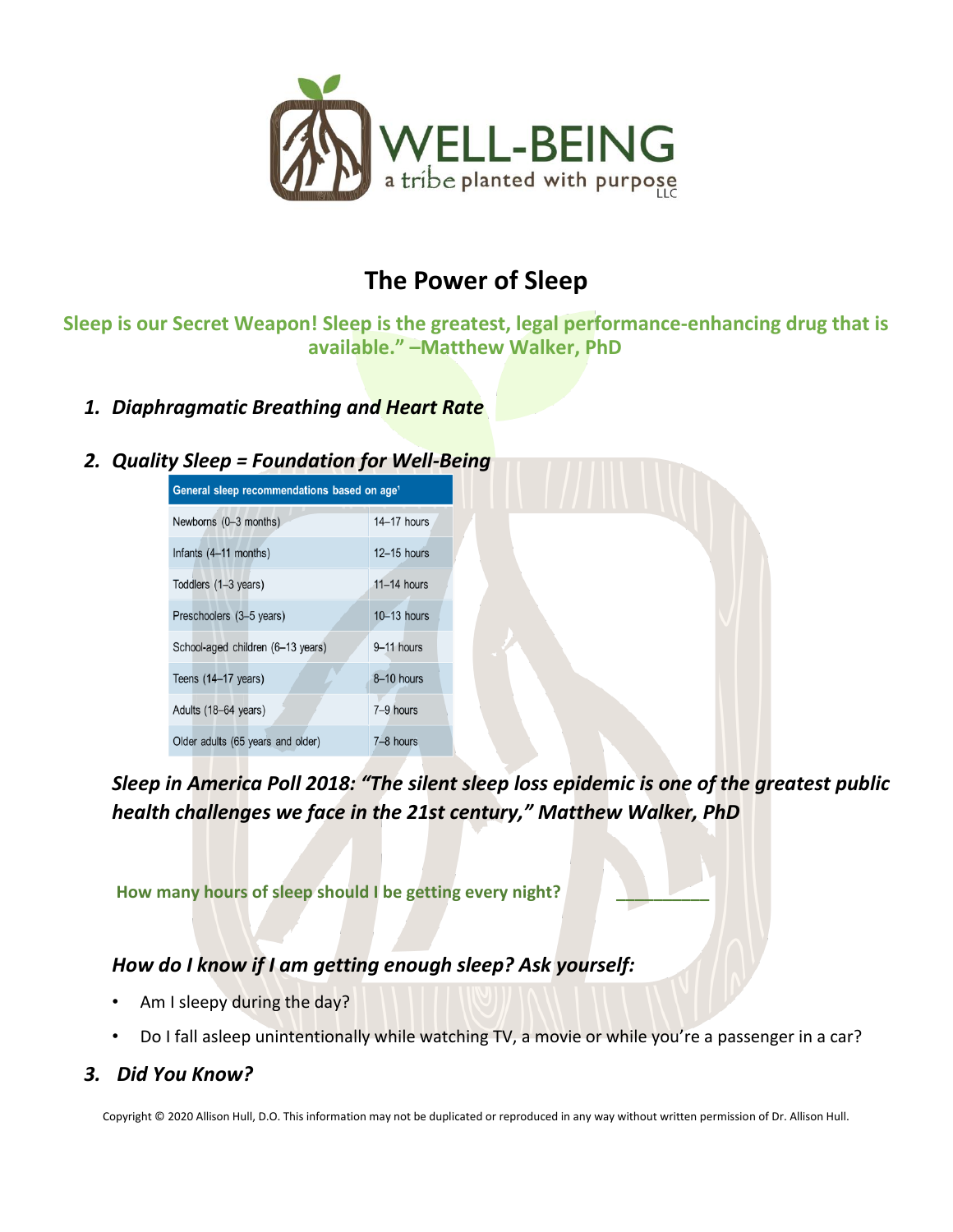# WELL-BEING

a tribe planted with purpose LLC

## The Power of Sleep

**Sleep is our Secret Weapon! Sleep is the greatest, legal performance-enhancing drug that is available." –Matthew Walker, PhD**

1. ***Diaphragmatic Breathing and Heart Rate***

2. ***Quality Sleep = Foundation for Well-Being***

| General sleep recommendations based on age[1] | |
|---|---|
| Newborns (0–3 months) | 14–17 hours |
| Infants (4–11 months) | 12–15 hours |
| Toddlers (1–3 years) | 11–14 hours |
| Preschoolers (3–5 years) | 10–13 hours |
| School-aged children (6–13 years) | 9–11 hours |
| Teens (14–17 years) | 8–10 hours |
| Adults (18–64 years) | 7–9 hours |
| Older adults (65 years and older) | 7–8 hours |

***Sleep in America Poll 2018: "The silent sleep loss epidemic is one of the greatest public health challenges we face in the 21st century," Matthew Walker, PhD***

**How many hours of sleep should I be getting every night?** __________

***How do I know if I am getting enough sleep? Ask yourself:***

- Am I sleepy during the day?
- Do I fall asleep unintentionally while watching TV, a movie or while you're a passenger in a car?

3. ***Did You Know?***

Copyright © 2020 Allison Hull, D.O. This information may not be duplicated or reproduced in any way without written permission of Dr. Allison Hull.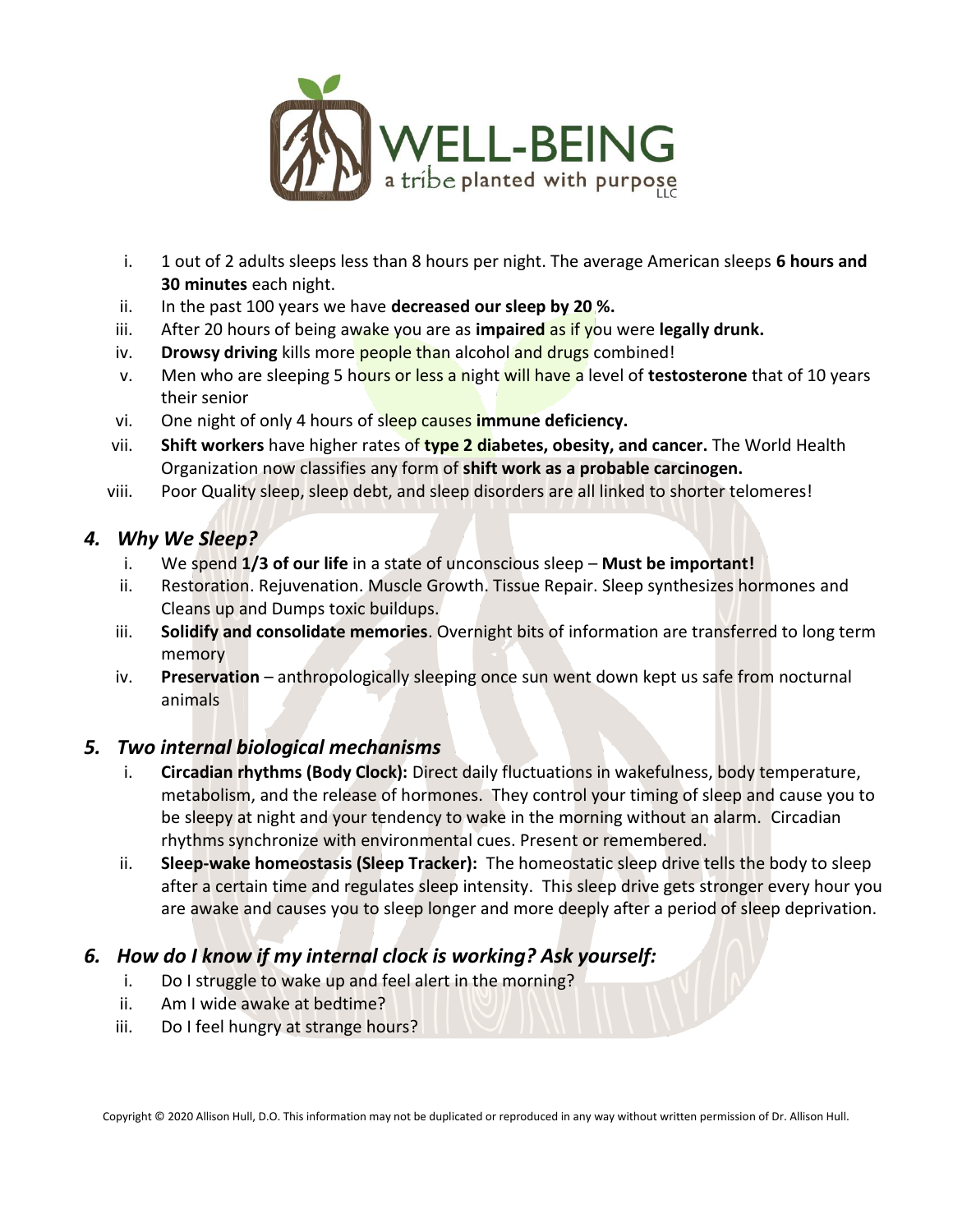i. 1 out of 2 adults sleeps less than 8 hours per night. The average American sleeps **6 hours and 30 minutes** each night.
ii. In the past 100 years we have **decreased our sleep by 20 %.**
iii. After 20 hours of being awake you are as **impaired** as if you were **legally drunk.**
iv. **Drowsy driving** kills more people than alcohol and drugs combined!
v. Men who are sleeping 5 hours or less a night will have a level of **testosterone** that of 10 years their senior
vi. One night of only 4 hours of sleep causes **immune deficiency.**
vii. **Shift workers** have higher rates of **type 2 diabetes, obesity, and cancer.** The World Health Organization now classifies any form of **shift work as a probable carcinogen.**
viii. Poor Quality sleep, sleep debt, and sleep disorders are all linked to shorter telomeres!

## *4. Why We Sleep?*

i. We spend **1/3 of our life** in a state of unconscious sleep – **Must be important!**
ii. Restoration. Rejuvenation. Muscle Growth. Tissue Repair. Sleep synthesizes hormones and Cleans up and Dumps toxic buildups.
iii. **Solidify and consolidate memories**. Overnight bits of information are transferred to long term memory
iv. **Preservation** – anthropologically sleeping once sun went down kept us safe from nocturnal animals

## *5. Two internal biological mechanisms*

i. **Circadian rhythms (Body Clock):** Direct daily fluctuations in wakefulness, body temperature, metabolism, and the release of hormones. They control your timing of sleep and cause you to be sleepy at night and your tendency to wake in the morning without an alarm. Circadian rhythms synchronize with environmental cues. Present or remembered.
ii. **Sleep-wake homeostasis (Sleep Tracker):** The homeostatic sleep drive tells the body to sleep after a certain time and regulates sleep intensity. This sleep drive gets stronger every hour you are awake and causes you to sleep longer and more deeply after a period of sleep deprivation.

## *6. How do I know if my internal clock is working? Ask yourself:*

i. Do I struggle to wake up and feel alert in the morning?
ii. Am I wide awake at bedtime?
iii. Do I feel hungry at strange hours?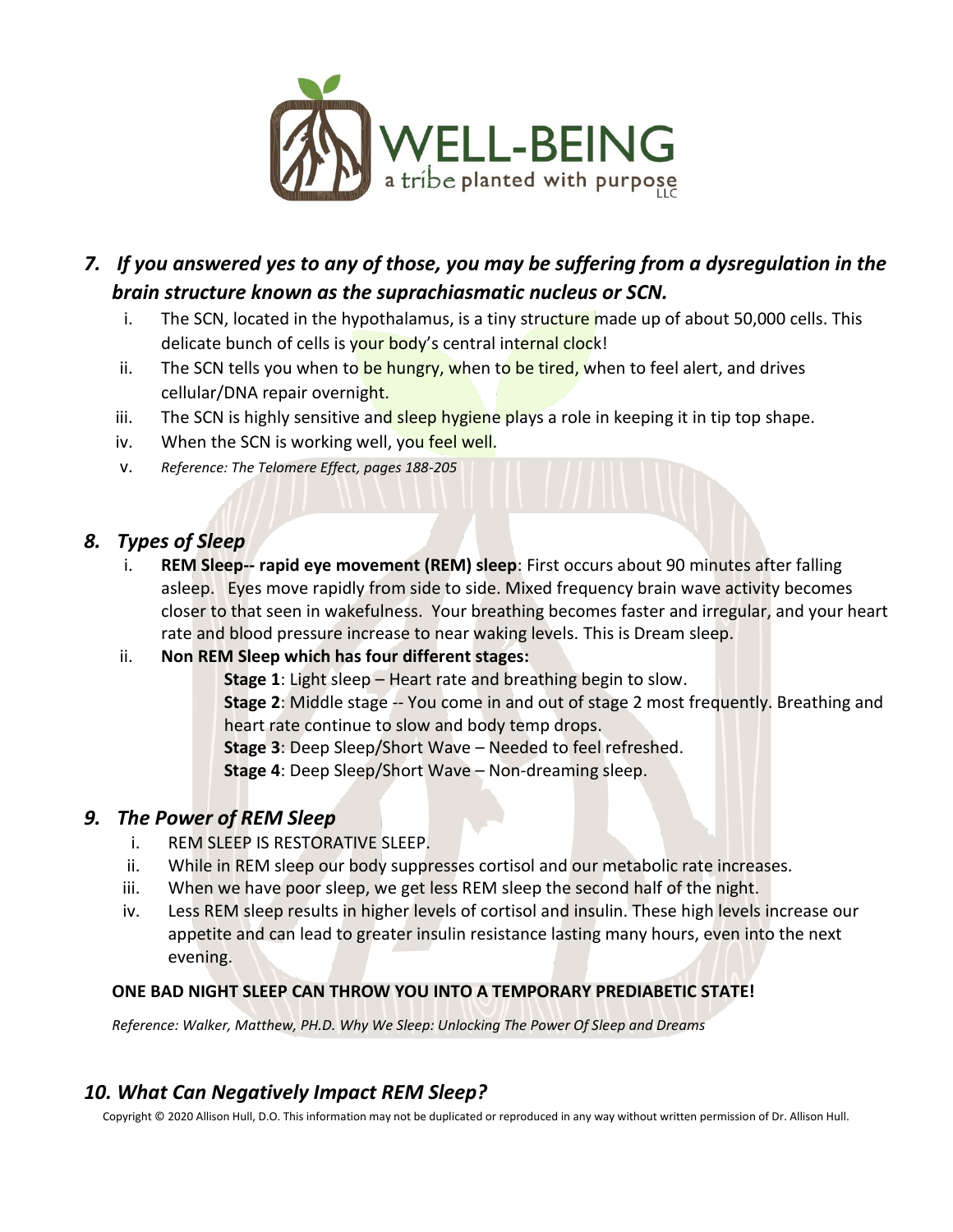## *7. If you answered yes to any of those, you may be suffering from a dysregulation in the brain structure known as the suprachiasmatic nucleus or SCN.*

i. The SCN, located in the hypothalamus, is a tiny structure made up of about 50,000 cells. This delicate bunch of cells is your body's central internal clock!

ii. The SCN tells you when to be hungry, when to be tired, when to feel alert, and drives cellular/DNA repair overnight.

iii. The SCN is highly sensitive and sleep hygiene plays a role in keeping it in tip top shape.

iv. When the SCN is working well, you feel well.

v. *Reference: The Telomere Effect, pages 188-205*

## *8. Types of Sleep*

i. **REM Sleep-- rapid eye movement (REM) sleep**: First occurs about 90 minutes after falling asleep. Eyes move rapidly from side to side. Mixed frequency brain wave activity becomes closer to that seen in wakefulness. Your breathing becomes faster and irregular, and your heart rate and blood pressure increase to near waking levels. This is Dream sleep.

ii. **Non REM Sleep which has four different stages:**

   **Stage 1**: Light sleep – Heart rate and breathing begin to slow.
   
   **Stage 2**: Middle stage -- You come in and out of stage 2 most frequently. Breathing and heart rate continue to slow and body temp drops.
   
   **Stage 3**: Deep Sleep/Short Wave – Needed to feel refreshed.
   
   **Stage 4**: Deep Sleep/Short Wave – Non-dreaming sleep.

## *9. The Power of REM Sleep*

i. REM SLEEP IS RESTORATIVE SLEEP.

ii. While in REM sleep our body suppresses cortisol and our metabolic rate increases.

iii. When we have poor sleep, we get less REM sleep the second half of the night.

iv. Less REM sleep results in higher levels of cortisol and insulin. These high levels increase our appetite and can lead to greater insulin resistance lasting many hours, even into the next evening.

**ONE BAD NIGHT SLEEP CAN THROW YOU INTO A TEMPORARY PREDIABETIC STATE!**

*Reference: Walker, Matthew, PH.D. Why We Sleep: Unlocking The Power Of Sleep and Dreams*

## *10. What Can Negatively Impact REM Sleep?*

Copyright © 2020 Allison Hull, D.O. This information may not be duplicated or reproduced in any way without written permission of Dr. Allison Hull.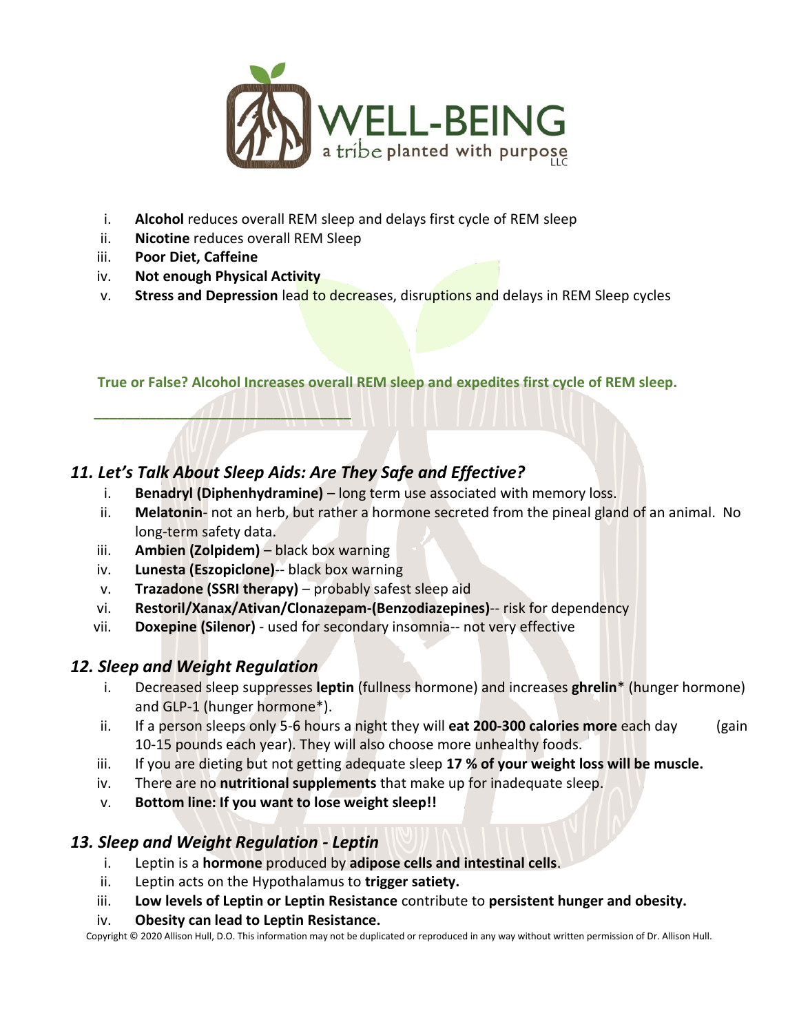i. **Alcohol** reduces overall REM sleep and delays first cycle of REM sleep
ii. **Nicotine** reduces overall REM Sleep
iii. **Poor Diet, Caffeine**
iv. **Not enough Physical Activity**
v. **Stress and Depression** lead to decreases, disruptions and delays in REM Sleep cycles

**True or False? Alcohol Increases overall REM sleep and expedites first cycle of REM sleep.**

\_\_\_\_\_\_\_\_\_\_\_\_\_\_\_\_\_\_\_\_\_\_\_\_\_\_\_\_\_\_\_\_\_\_

### *11. Let's Talk About Sleep Aids: Are They Safe and Effective?*

i. **Benadryl (Diphenhydramine)** – long term use associated with memory loss.
ii. **Melatonin**- not an herb, but rather a hormone secreted from the pineal gland of an animal. No long-term safety data.
iii. **Ambien (Zolpidem)** – black box warning
iv. **Lunesta (Eszopiclone)**-- black box warning
v. **Trazadone (SSRI therapy)** – probably safest sleep aid
vi. **Restoril/Xanax/Ativan/Clonazepam-(Benzodiazepines)**-- risk for dependency
vii. **Doxepine (Silenor)** - used for secondary insomnia-- not very effective

### *12. Sleep and Weight Regulation*

i. Decreased sleep suppresses **leptin** (fullness hormone) and increases **ghrelin*** (hunger hormone) and GLP-1 (hunger hormone*).
ii. If a person sleeps only 5-6 hours a night they will **eat 200-300 calories more** each day (gain 10-15 pounds each year). They will also choose more unhealthy foods.
iii. If you are dieting but not getting adequate sleep **17 % of your weight loss will be muscle.**
iv. There are no **nutritional supplements** that make up for inadequate sleep.
v. **Bottom line: If you want to lose weight sleep!!**

### *13. Sleep and Weight Regulation - Leptin*

i. Leptin is a **hormone** produced by **adipose cells and intestinal cells**.
ii. Leptin acts on the Hypothalamus to **trigger satiety.**
iii. **Low levels of Leptin or Leptin Resistance** contribute to **persistent hunger and obesity.**
iv. **Obesity can lead to Leptin Resistance.**

Copyright © 2020 Allison Hull, D.O. This information may not be duplicated or reproduced in any way without written permission of Dr. Allison Hull.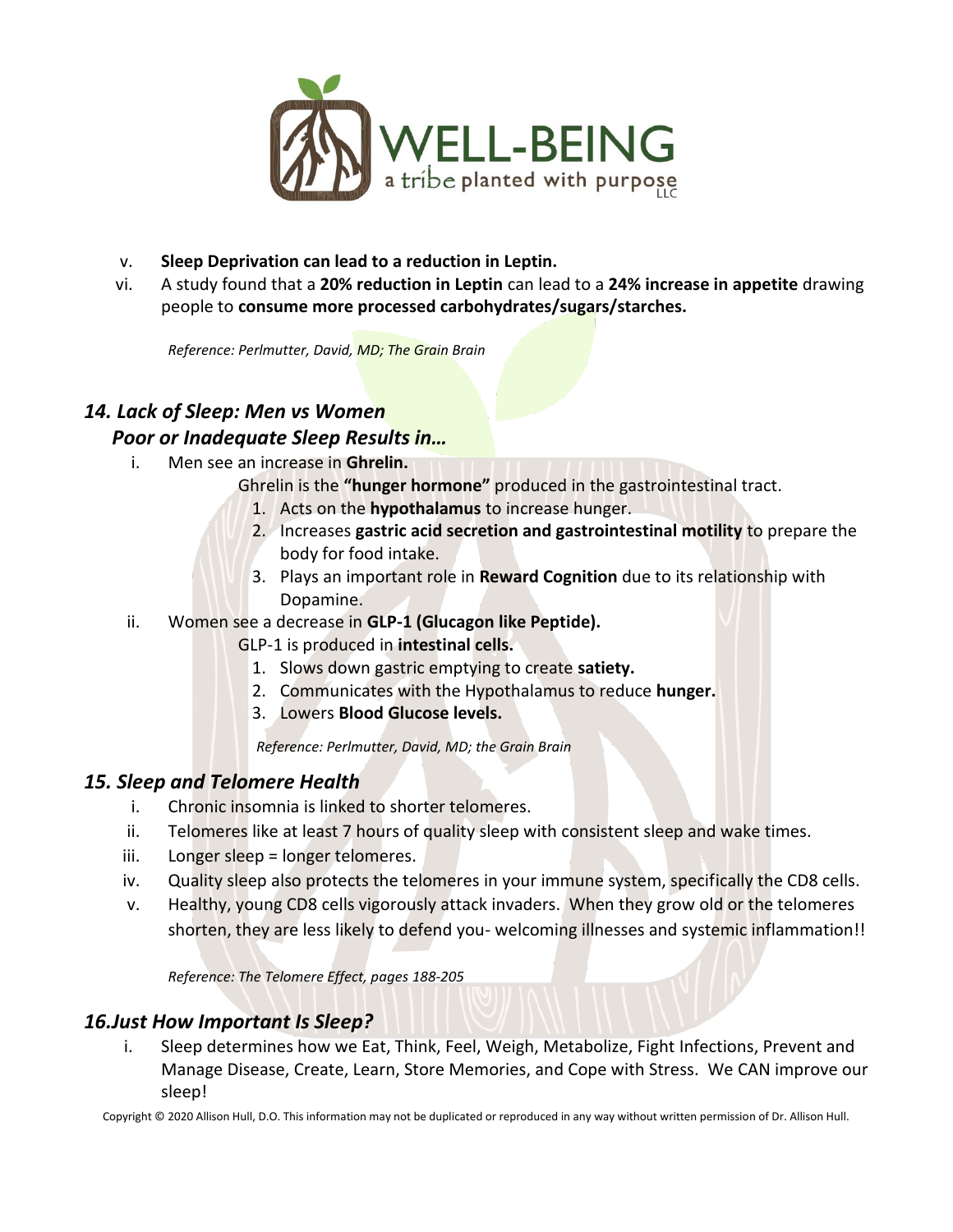v. **Sleep Deprivation can lead to a reduction in Leptin.**

vi. A study found that a **20% reduction in Leptin** can lead to a **24% increase in appetite** drawing people to **consume more processed carbohydrates/sugars/starches.**

*Reference: Perlmutter, David, MD; The Grain Brain*

### *14. Lack of Sleep: Men vs Women*
### *Poor or Inadequate Sleep Results in…*

i. Men see an increase in **Ghrelin.**

Ghrelin is the **"hunger hormone"** produced in the gastrointestinal tract.

1. Acts on the **hypothalamus** to increase hunger.
2. Increases **gastric acid secretion and gastrointestinal motility** to prepare the body for food intake.
3. Plays an important role in **Reward Cognition** due to its relationship with Dopamine.

ii. Women see a decrease in **GLP-1 (Glucagon like Peptide).**

GLP-1 is produced in **intestinal cells.**

1. Slows down gastric emptying to create **satiety.**
2. Communicates with the Hypothalamus to reduce **hunger.**
3. Lowers **Blood Glucose levels.**

*Reference: Perlmutter, David, MD; the Grain Brain*

### *15. Sleep and Telomere Health*

i. Chronic insomnia is linked to shorter telomeres.

ii. Telomeres like at least 7 hours of quality sleep with consistent sleep and wake times.

iii. Longer sleep = longer telomeres.

iv. Quality sleep also protects the telomeres in your immune system, specifically the CD8 cells.

v. Healthy, young CD8 cells vigorously attack invaders. When they grow old or the telomeres shorten, they are less likely to defend you- welcoming illnesses and systemic inflammation!!

*Reference: The Telomere Effect, pages 188-205*

### *16.Just How Important Is Sleep?*

i. Sleep determines how we Eat, Think, Feel, Weigh, Metabolize, Fight Infections, Prevent and Manage Disease, Create, Learn, Store Memories, and Cope with Stress. We CAN improve our sleep!

Copyright © 2020 Allison Hull, D.O. This information may not be duplicated or reproduced in any way without written permission of Dr. Allison Hull.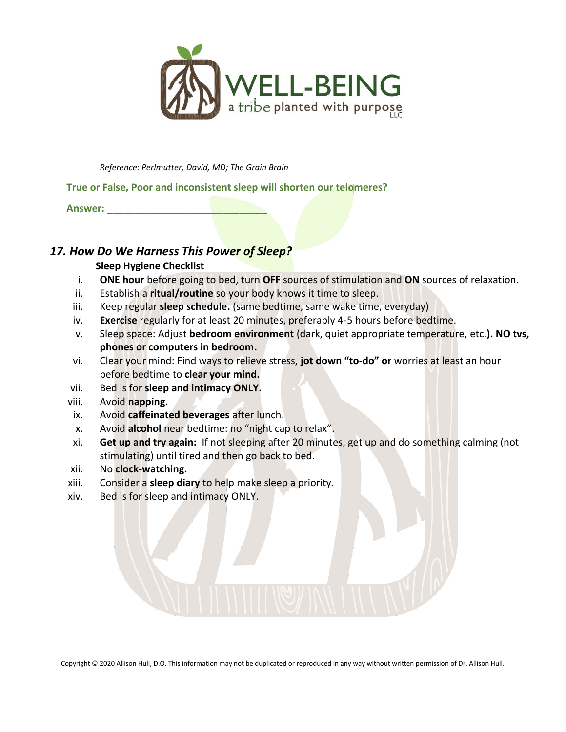*Reference: Perlmutter, David, MD; The Grain Brain*

**True or False, Poor and inconsistent sleep will shorten our telomeres?**

**Answer: ____________________________**

## *17. How Do We Harness This Power of Sleep?*

**Sleep Hygiene Checklist**

i. **ONE hour** before going to bed, turn **OFF** sources of stimulation and **ON** sources of relaxation.
ii. Establish a **ritual/routine** so your body knows it time to sleep.
iii. Keep regular **sleep schedule.** (same bedtime, same wake time, everyday)
iv. **Exercise** regularly for at least 20 minutes, preferably 4-5 hours before bedtime.
v. Sleep space: Adjust **bedroom environment** (dark, quiet appropriate temperature, etc.**). NO tvs, phones or computers in bedroom.**
vi. Clear your mind: Find ways to relieve stress, **jot down "to-do" or** worries at least an hour before bedtime to **clear your mind.**
vii. Bed is for **sleep and intimacy ONLY.**
viii. Avoid **napping.**
ix. Avoid **caffeinated beverages** after lunch.
x. Avoid **alcohol** near bedtime: no "night cap to relax".
xi. **Get up and try again:** If not sleeping after 20 minutes, get up and do something calming (not stimulating) until tired and then go back to bed.
xii. No **clock-watching.**
xiii. Consider a **sleep diary** to help make sleep a priority.
xiv. Bed is for sleep and intimacy ONLY.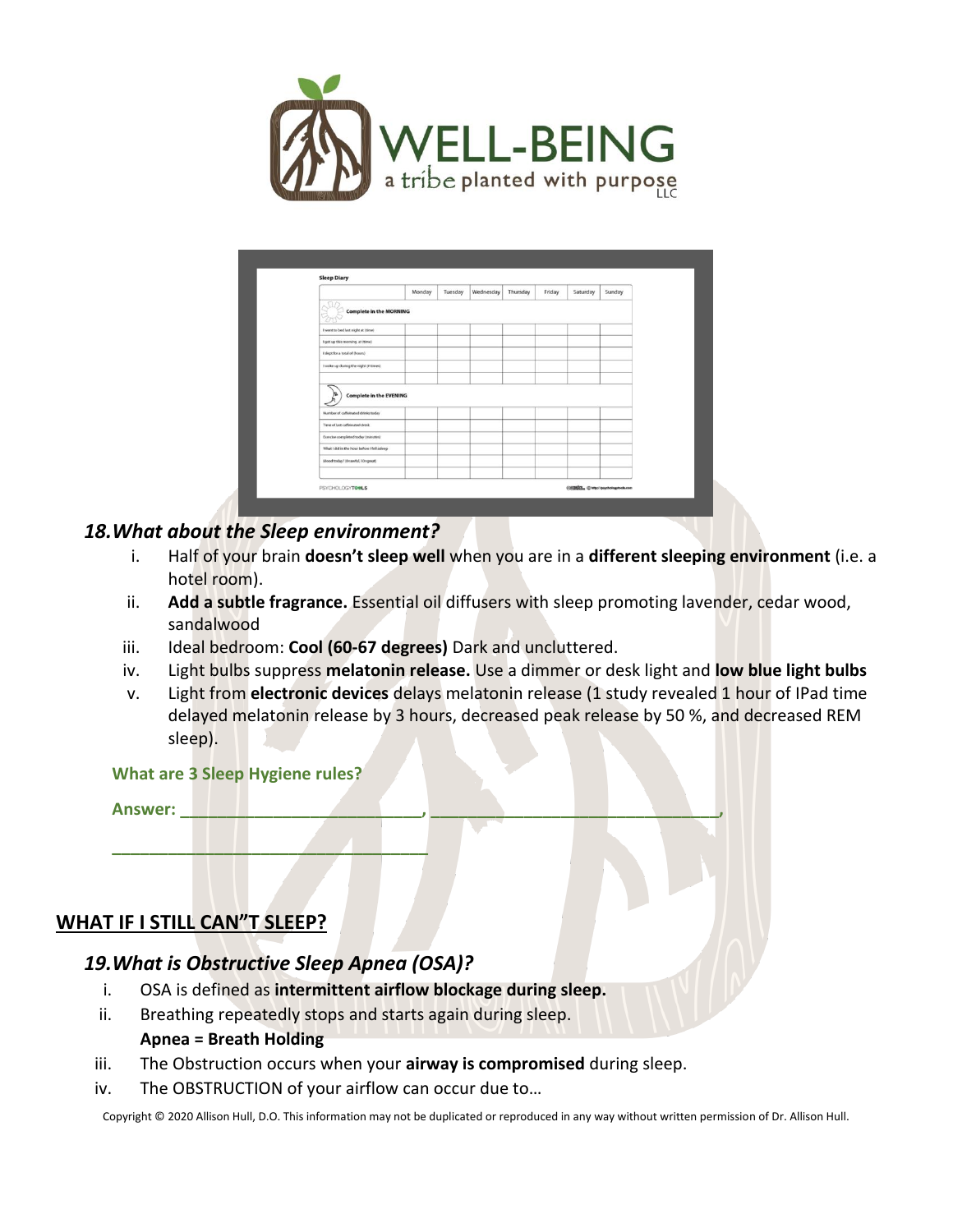### 18. What about the Sleep environment?

i. Half of your brain **doesn't sleep well** when you are in a **different sleeping environment** (i.e. a hotel room).

ii. **Add a subtle fragrance.** Essential oil diffusers with sleep promoting lavender, cedar wood, sandalwood

iii. Ideal bedroom: **Cool (60-67 degrees)** Dark and uncluttered.

iv. Light bulbs suppress **melatonin release.** Use a dimmer or desk light and **low blue light bulbs**

v. Light from **electronic devices** delays melatonin release (1 study revealed 1 hour of IPad time delayed melatonin release by 3 hours, decreased peak release by 50 %, and decreased REM sleep).

**What are 3 Sleep Hygiene rules?**

**Answer:** ___________________________, ________________________________,

___________________________________

## WHAT IF I STILL CAN"T SLEEP?

### 19. What is Obstructive Sleep Apnea (OSA)?

i. OSA is defined as **intermittent airflow blockage during sleep.**

ii. Breathing repeatedly stops and starts again during sleep.
**Apnea = Breath Holding**

iii. The Obstruction occurs when your **airway is compromised** during sleep.

iv. The OBSTRUCTION of your airflow can occur due to…

Copyright © 2020 Allison Hull, D.O. This information may not be duplicated or reproduced in any way without written permission of Dr. Allison Hull.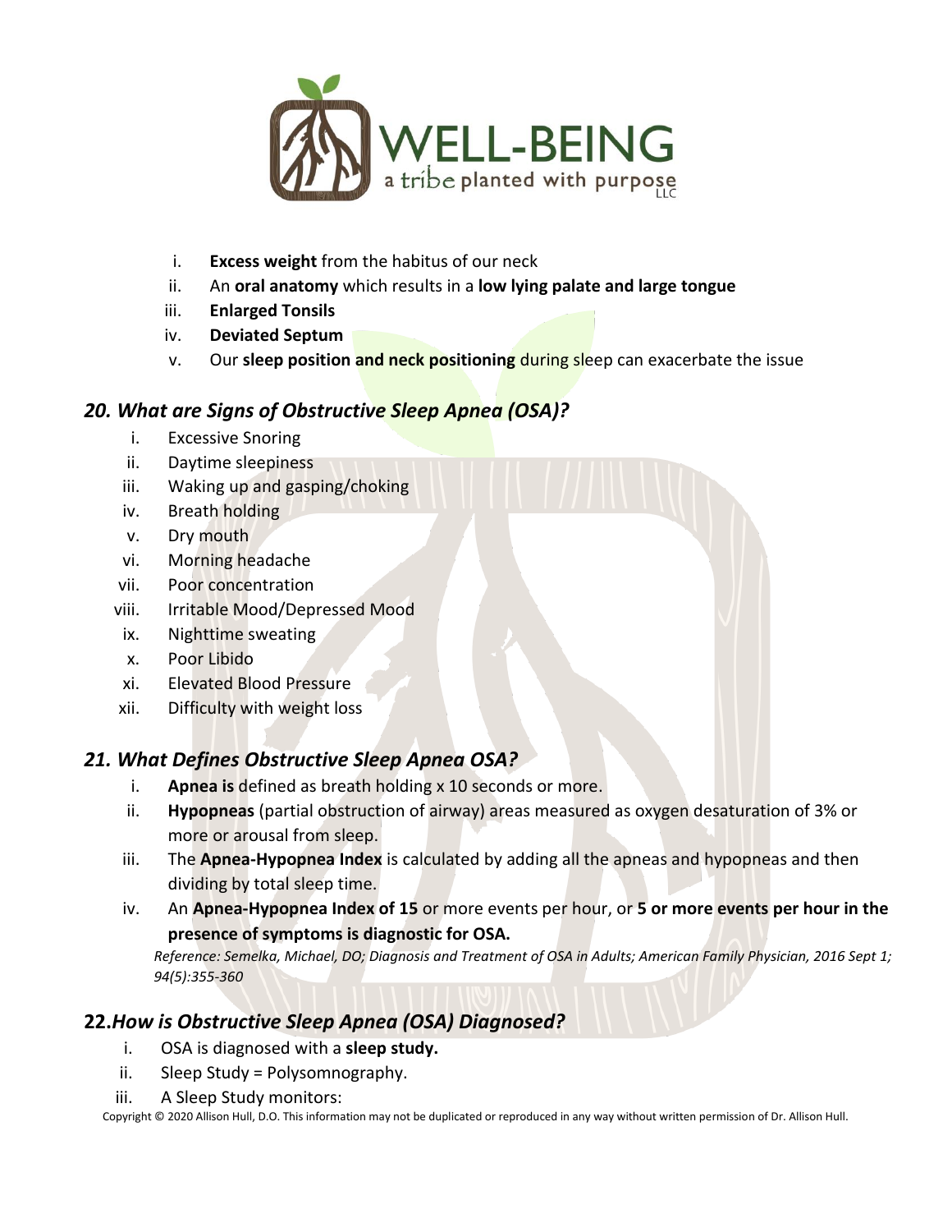i. **Excess weight** from the habitus of our neck
ii. An **oral anatomy** which results in a **low lying palate and large tongue**
iii. **Enlarged Tonsils**
iv. **Deviated Septum**
v. Our **sleep position and neck positioning** during sleep can exacerbate the issue

## *20. What are Signs of Obstructive Sleep Apnea (OSA)?*

i. Excessive Snoring
ii. Daytime sleepiness
iii. Waking up and gasping/choking
iv. Breath holding
v. Dry mouth
vi. Morning headache
vii. Poor concentration
viii. Irritable Mood/Depressed Mood
ix. Nighttime sweating
x. Poor Libido
xi. Elevated Blood Pressure
xii. Difficulty with weight loss

## *21. What Defines Obstructive Sleep Apnea OSA?*

i. **Apnea is** defined as breath holding x 10 seconds or more.
ii. **Hypopneas** (partial obstruction of airway) areas measured as oxygen desaturation of 3% or more or arousal from sleep.
iii. The **Apnea-Hypopnea Index** is calculated by adding all the apneas and hypopneas and then dividing by total sleep time.
iv. An **Apnea-Hypopnea Index of 15** or more events per hour, or **5 or more events per hour in the presence of symptoms is diagnostic for OSA.**

*Reference: Semelka, Michael, DO; Diagnosis and Treatment of OSA in Adults; American Family Physician, 2016 Sept 1; 94(5):355-360*

## **22.***How is Obstructive Sleep Apnea (OSA) Diagnosed?*

i. OSA is diagnosed with a **sleep study.**
ii. Sleep Study = Polysomnography.
iii. A Sleep Study monitors: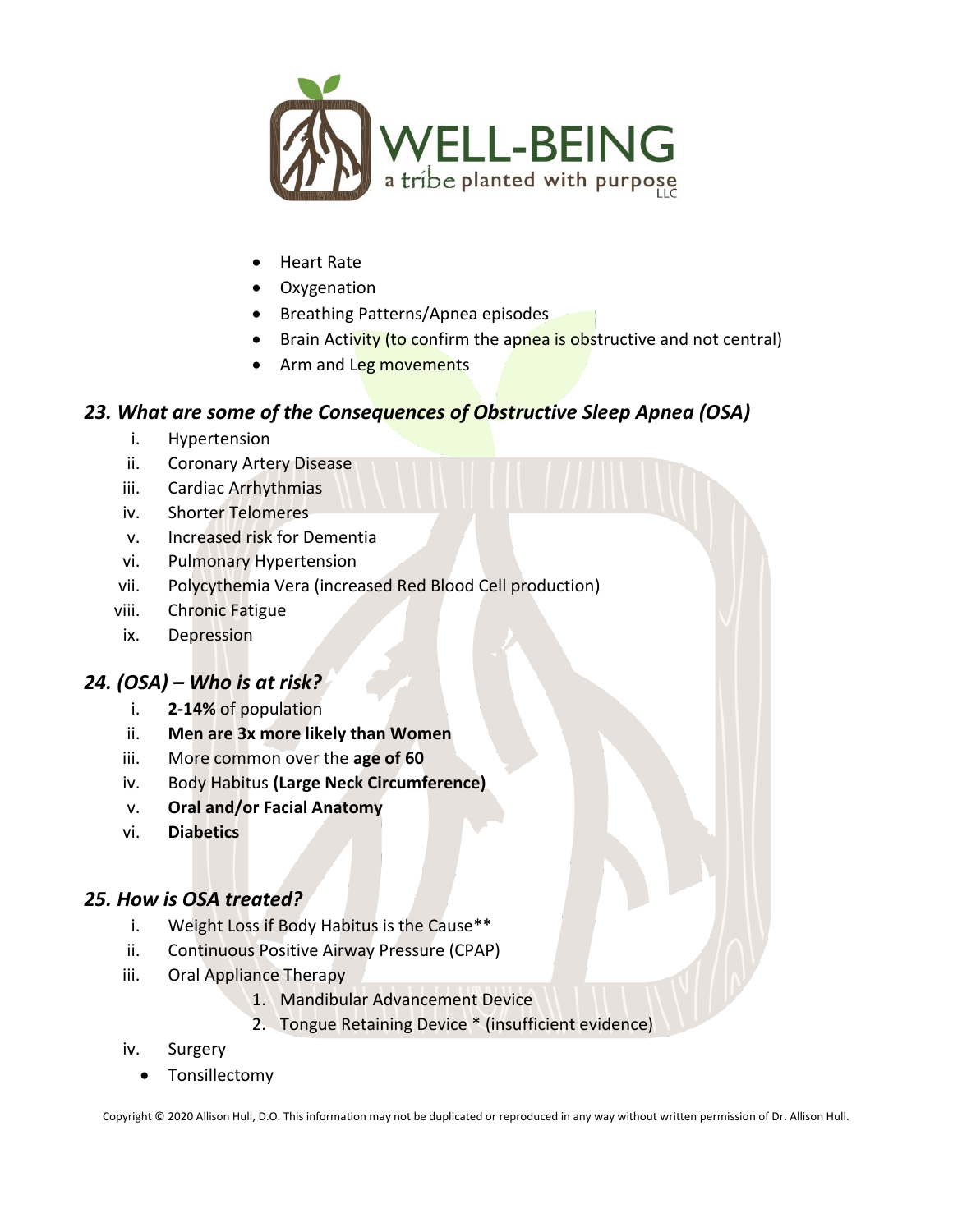- Heart Rate
- Oxygenation
- Breathing Patterns/Apnea episodes
- Brain Activity (to confirm the apnea is obstructive and not central)
- Arm and Leg movements

### *23. What are some of the Consequences of Obstructive Sleep Apnea (OSA)*

i. Hypertension
ii. Coronary Artery Disease
iii. Cardiac Arrhythmias
iv. Shorter Telomeres
v. Increased risk for Dementia
vi. Pulmonary Hypertension
vii. Polycythemia Vera (increased Red Blood Cell production)
viii. Chronic Fatigue
ix. Depression

### *24. (OSA) – Who is at risk?*

i. **2-14%** of population
ii. **Men are 3x more likely than Women**
iii. More common over the **age of 60**
iv. Body Habitus **(Large Neck Circumference)**
v. **Oral and/or Facial Anatomy**
vi. **Diabetics**

### *25. How is OSA treated?*

i. Weight Loss if Body Habitus is the Cause**
ii. Continuous Positive Airway Pressure (CPAP)
iii. Oral Appliance Therapy
   1. Mandibular Advancement Device
   2. Tongue Retaining Device * (insufficient evidence)
iv. Surgery
   - Tonsillectomy

Copyright © 2020 Allison Hull, D.O. This information may not be duplicated or reproduced in any way without written permission of Dr. Allison Hull.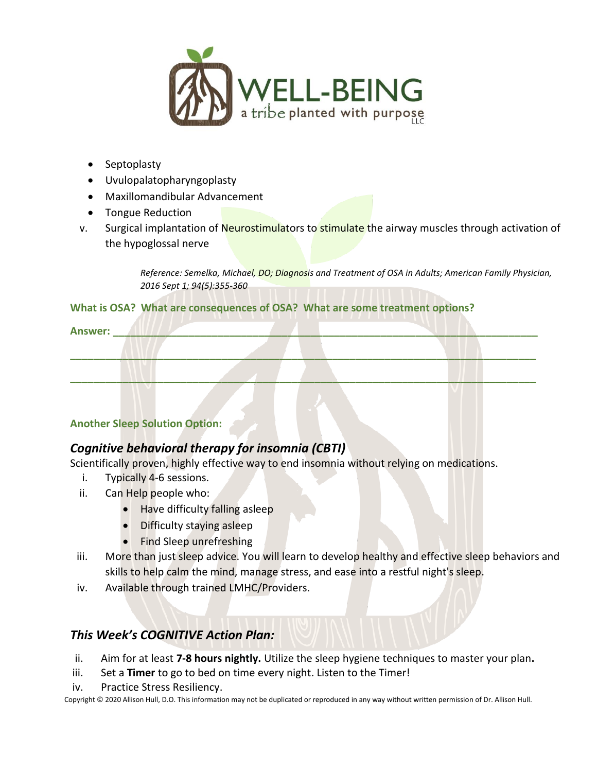- Septoplasty
- Uvulopalatopharyngoplasty
- Maxillomandibular Advancement
- Tongue Reduction

v. Surgical implantation of Neurostimulators to stimulate the airway muscles through activation of the hypoglossal nerve

> *Reference: Semelka, Michael, DO; Diagnosis and Treatment of OSA in Adults; American Family Physician, 2016 Sept 1; 94(5):355-360*

**What is OSA? What are consequences of OSA? What are some treatment options?**

**Answer:** ___________________________________________________________________________

______________________________________________________________________________________

______________________________________________________________________________________

**Another Sleep Solution Option:**

## *Cognitive behavioral therapy for insomnia (CBTI)*

Scientifically proven, highly effective way to end insomnia without relying on medications.

i. Typically 4-6 sessions.

ii. Can Help people who:
   - Have difficulty falling asleep
   - Difficulty staying asleep
   - Find Sleep unrefreshing

iii. More than just sleep advice. You will learn to develop healthy and effective sleep behaviors and skills to help calm the mind, manage stress, and ease into a restful night's sleep.

iv. Available through trained LMHC/Providers.

## *This Week's COGNITIVE Action Plan:*

ii. Aim for at least **7-8 hours nightly.** Utilize the sleep hygiene techniques to master your plan**.**

iii. Set a **Timer** to go to bed on time every night. Listen to the Timer!

iv. Practice Stress Resiliency.

Copyright © 2020 Allison Hull, D.O. This information may not be duplicated or reproduced in any way without written permission of Dr. Allison Hull.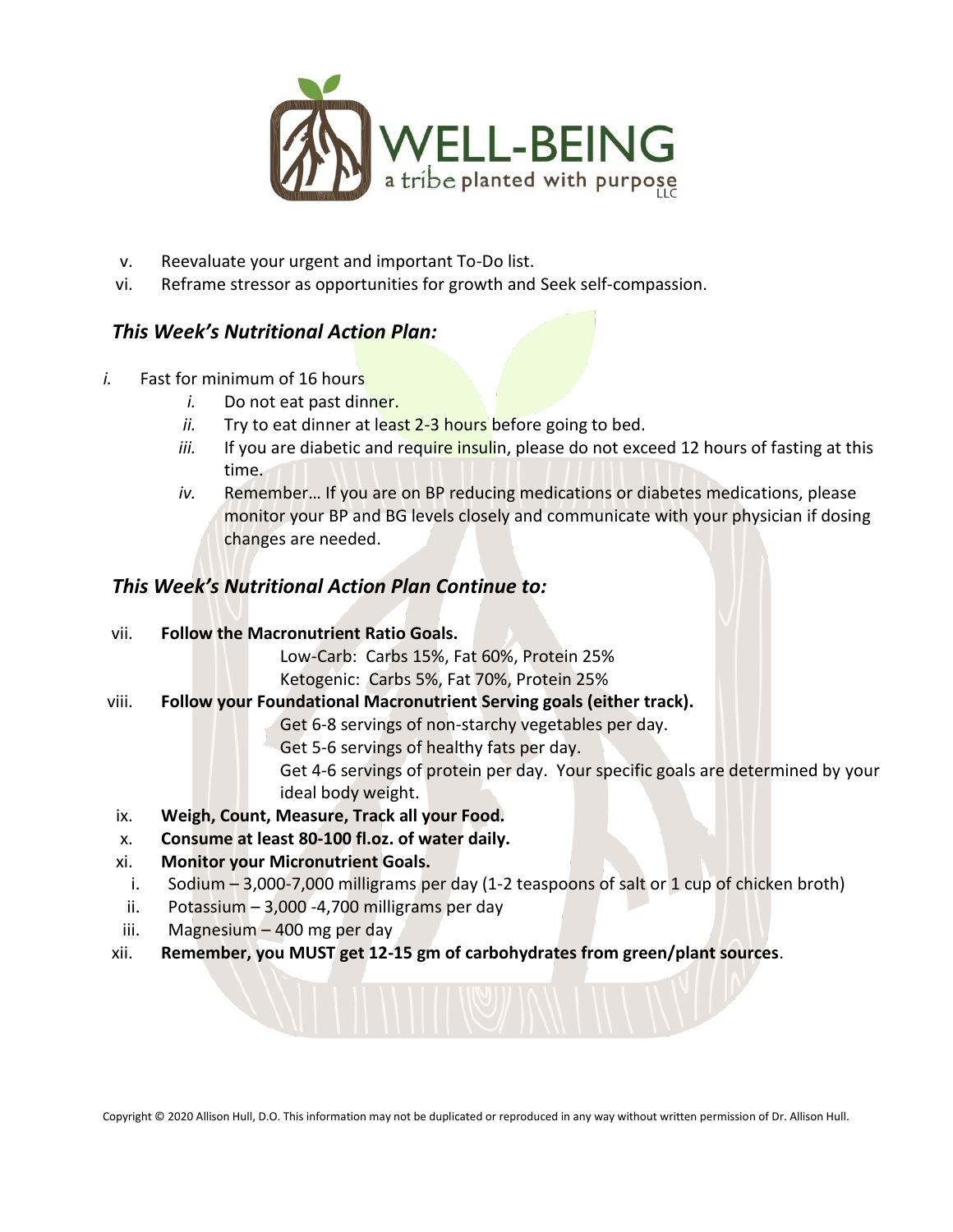v. Reevaluate your urgent and important To-Do list.
vi. Reframe stressor as opportunities for growth and Seek self-compassion.

### *This Week's Nutritional Action Plan:*

*i.* Fast for minimum of 16 hours
- *i.* Do not eat past dinner.
- *ii.* Try to eat dinner at least 2-3 hours before going to bed.
- *iii.* If you are diabetic and require insulin, please do not exceed 12 hours of fasting at this time.
- *iv.* Remember… If you are on BP reducing medications or diabetes medications, please monitor your BP and BG levels closely and communicate with your physician if dosing changes are needed.

### *This Week's Nutritional Action Plan Continue to:*

vii. **Follow the Macronutrient Ratio Goals.**
- Low-Carb: Carbs 15%, Fat 60%, Protein 25%
- Ketogenic: Carbs 5%, Fat 70%, Protein 25%

viii. **Follow your Foundational Macronutrient Serving goals (either track).**
- Get 6-8 servings of non-starchy vegetables per day.
- Get 5-6 servings of healthy fats per day.
- Get 4-6 servings of protein per day. Your specific goals are determined by your ideal body weight.

ix. **Weigh, Count, Measure, Track all your Food.**

x. **Consume at least 80-100 fl.oz. of water daily.**

xi. **Monitor your Micronutrient Goals.**
- i. Sodium – 3,000-7,000 milligrams per day (1-2 teaspoons of salt or 1 cup of chicken broth)
- ii. Potassium – 3,000 -4,700 milligrams per day
- iii. Magnesium – 400 mg per day

xii. **Remember, you MUST get 12-15 gm of carbohydrates from green/plant sources**.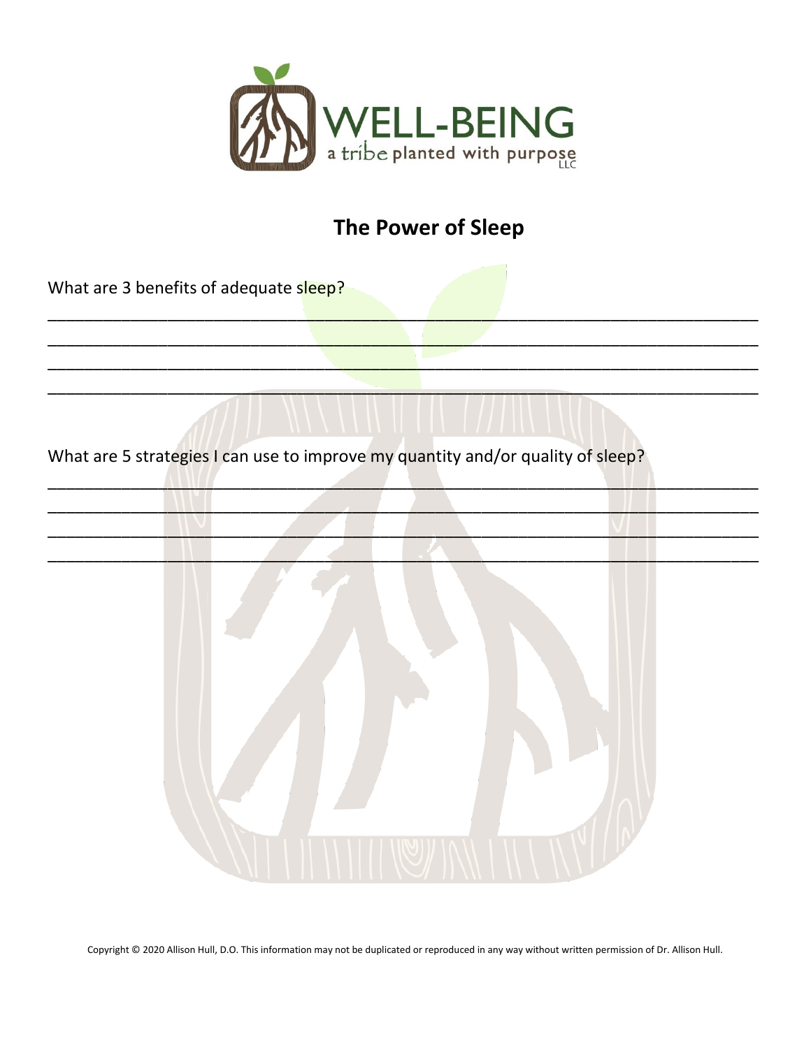WELL-BEING
a tribe planted with purpose LLC

# The Power of Sleep

What are 3 benefits of adequate sleep?

_______________________________________________________________________________
_______________________________________________________________________________
_______________________________________________________________________________
_______________________________________________________________________________

What are 5 strategies I can use to improve my quantity and/or quality of sleep?

_______________________________________________________________________________
_______________________________________________________________________________
_______________________________________________________________________________
_______________________________________________________________________________

Copyright © 2020 Allison Hull, D.O. This information may not be duplicated or reproduced in any way without written permission of Dr. Allison Hull.